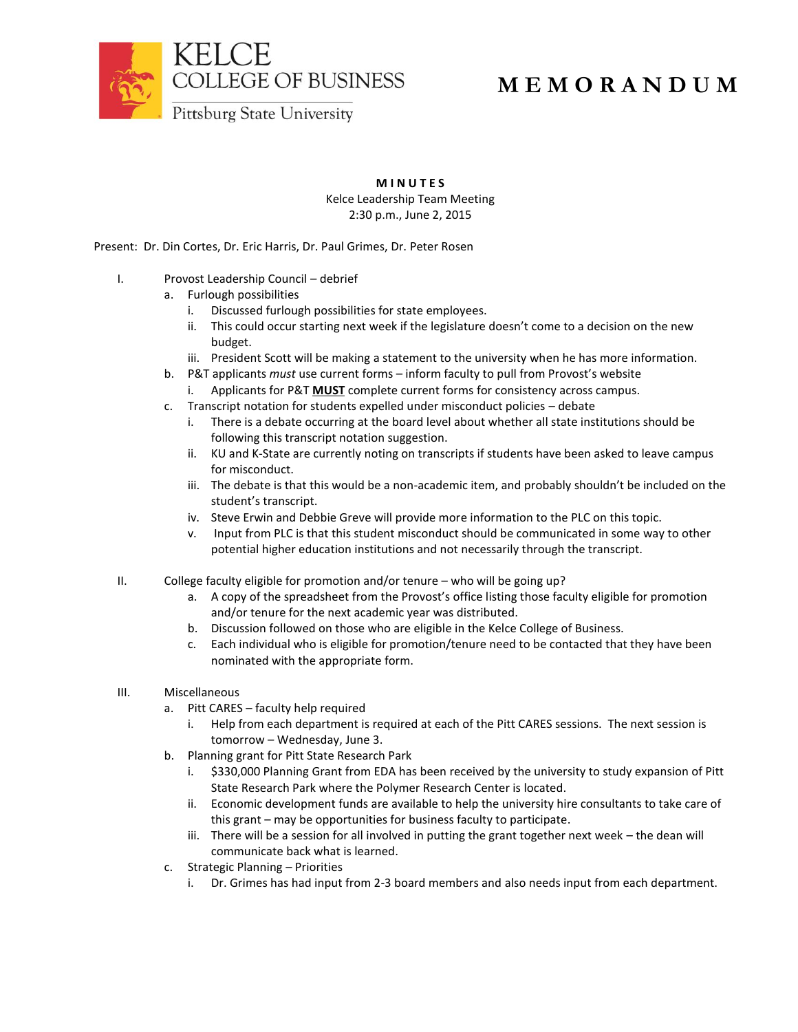KELCE COLLEGE OF BUSINESS
Pittsburg State University

# MEMORANDUM

**MINUTES**
Kelce Leadership Team Meeting
2:30 p.m., June 2, 2015

Present: Dr. Din Cortes, Dr. Eric Harris, Dr. Paul Grimes, Dr. Peter Rosen

I. Provost Leadership Council – debrief
   a. Furlough possibilities
      i. Discussed furlough possibilities for state employees.
      ii. This could occur starting next week if the legislature doesn't come to a decision on the new budget.
      iii. President Scott will be making a statement to the university when he has more information.
   b. P&T applicants *must* use current forms – inform faculty to pull from Provost's website
      i. Applicants for P&T **MUST** complete current forms for consistency across campus.
   c. Transcript notation for students expelled under misconduct policies – debate
      i. There is a debate occurring at the board level about whether all state institutions should be following this transcript notation suggestion.
      ii. KU and K-State are currently noting on transcripts if students have been asked to leave campus for misconduct.
      iii. The debate is that this would be a non-academic item, and probably shouldn't be included on the student's transcript.
      iv. Steve Erwin and Debbie Greve will provide more information to the PLC on this topic.
      v. Input from PLC is that this student misconduct should be communicated in some way to other potential higher education institutions and not necessarily through the transcript.

II. College faculty eligible for promotion and/or tenure – who will be going up?
   a. A copy of the spreadsheet from the Provost's office listing those faculty eligible for promotion and/or tenure for the next academic year was distributed.
   b. Discussion followed on those who are eligible in the Kelce College of Business.
   c. Each individual who is eligible for promotion/tenure need to be contacted that they have been nominated with the appropriate form.

III. Miscellaneous
   a. Pitt CARES – faculty help required
      i. Help from each department is required at each of the Pitt CARES sessions. The next session is tomorrow – Wednesday, June 3.
   b. Planning grant for Pitt State Research Park
      i. $330,000 Planning Grant from EDA has been received by the university to study expansion of Pitt State Research Park where the Polymer Research Center is located.
      ii. Economic development funds are available to help the university hire consultants to take care of this grant – may be opportunities for business faculty to participate.
      iii. There will be a session for all involved in putting the grant together next week – the dean will communicate back what is learned.
   c. Strategic Planning – Priorities
      i. Dr. Grimes has had input from 2-3 board members and also needs input from each department.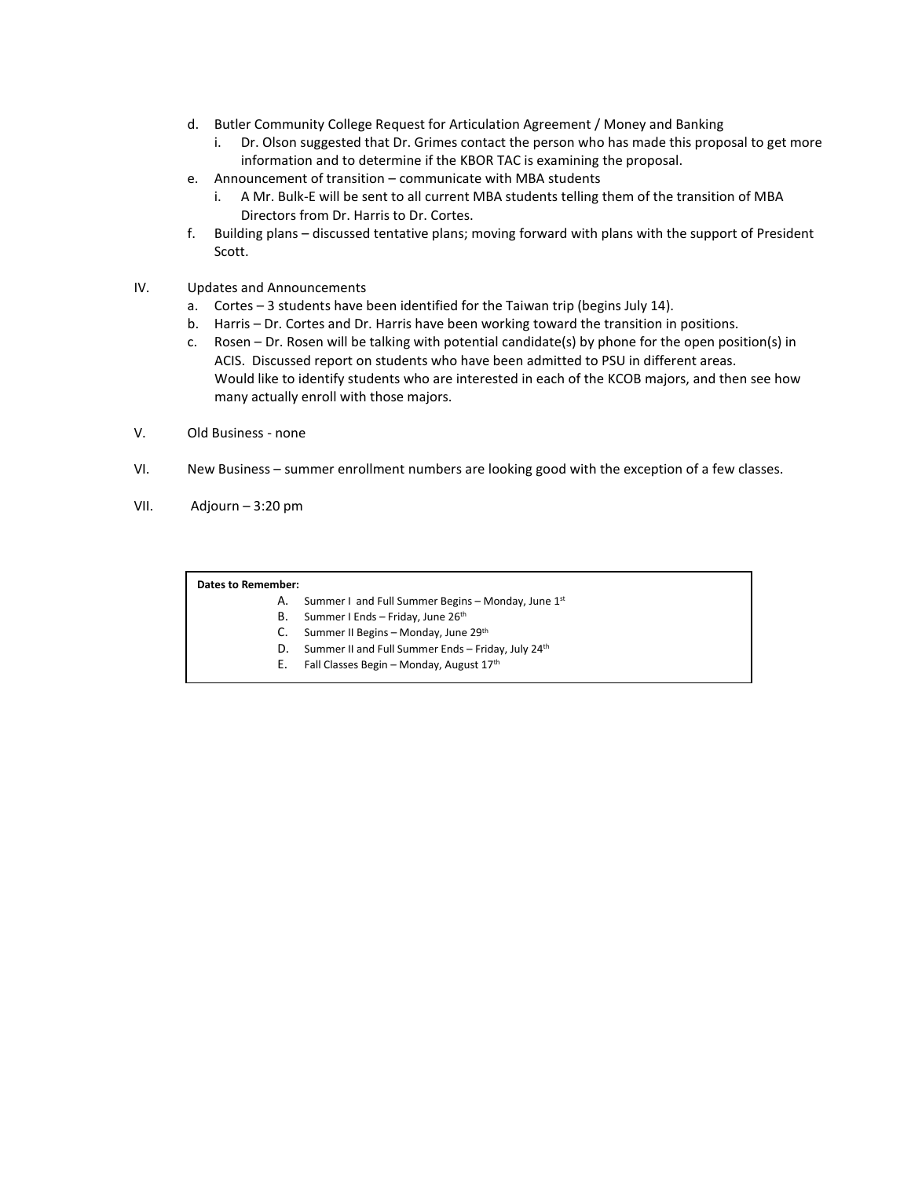d. Butler Community College Request for Articulation Agreement / Money and Banking
   i. Dr. Olson suggested that Dr. Grimes contact the person who has made this proposal to get more information and to determine if the KBOR TAC is examining the proposal.
e. Announcement of transition – communicate with MBA students
   i. A Mr. Bulk-E will be sent to all current MBA students telling them of the transition of MBA Directors from Dr. Harris to Dr. Cortes.
f. Building plans – discussed tentative plans; moving forward with plans with the support of President Scott.

IV. Updates and Announcements
   a. Cortes – 3 students have been identified for the Taiwan trip (begins July 14).
   b. Harris – Dr. Cortes and Dr. Harris have been working toward the transition in positions.
   c. Rosen – Dr. Rosen will be talking with potential candidate(s) by phone for the open position(s) in ACIS. Discussed report on students who have been admitted to PSU in different areas. Would like to identify students who are interested in each of the KCOB majors, and then see how many actually enroll with those majors.

V. Old Business - none

VI. New Business – summer enrollment numbers are looking good with the exception of a few classes.

VII. Adjourn – 3:20 pm

**Dates to Remember:**

A. Summer I and Full Summer Begins – Monday, June 1st
B. Summer I Ends – Friday, June 26th
C. Summer II Begins – Monday, June 29th
D. Summer II and Full Summer Ends – Friday, July 24th
E. Fall Classes Begin – Monday, August 17th